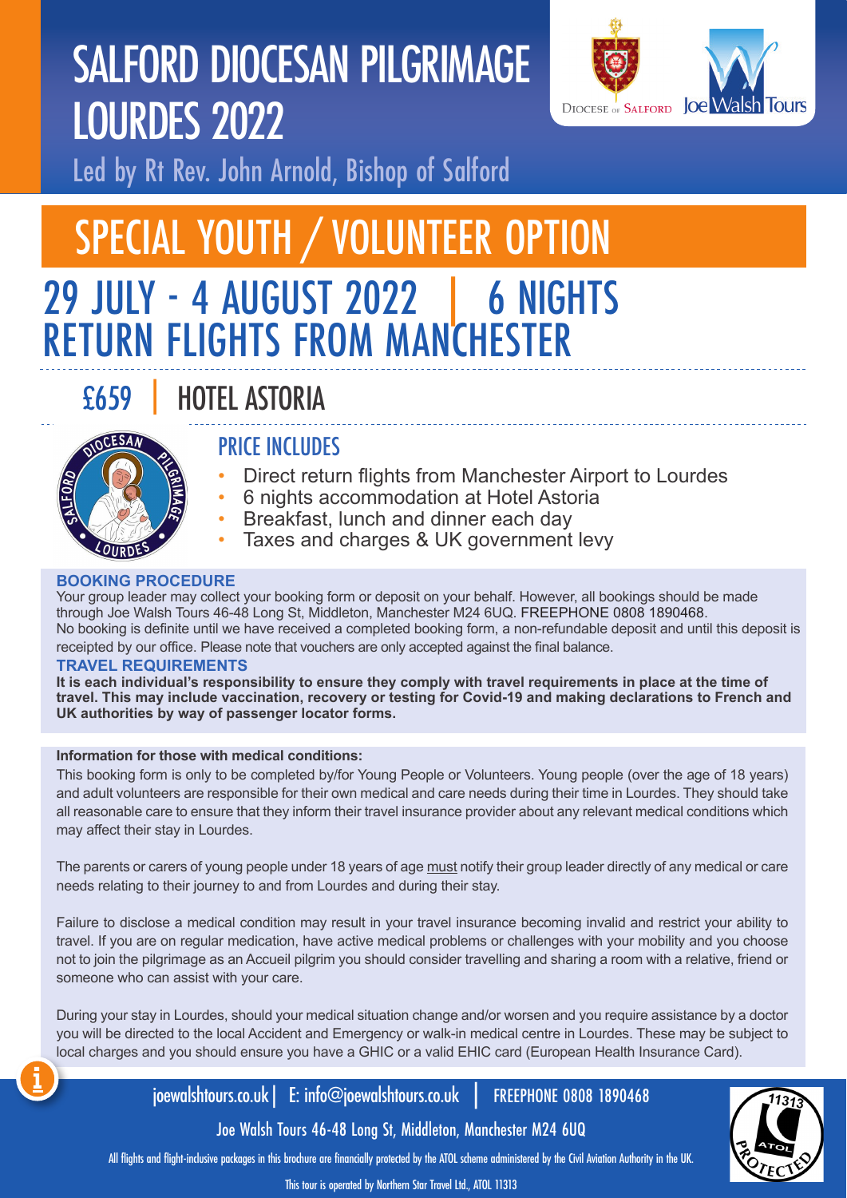# SALFORD DIOCESAN PILGRIMAGE LOURDES 2022

Led by Rt Rev. John Arnold, Bishop of Salford

Diocese of Salford | Joe Walsh Tours

## SPECIAL YOUTH / VOLUNTEER OPTION

## 29 JULY - 4 AUGUST 2022 | 6 NIGHTS RETURN FLIGHTS FROM MANCHESTER

## £659 | HOTEL ASTORIA

### PRICE INCLUDES

- Direct return flights from Manchester Airport to Lourdes
- 6 nights accommodation at Hotel Astoria
- Breakfast, lunch and dinner each day
- Taxes and charges & UK government levy

**BOOKING PROCEDURE**

Your group leader may collect your booking form or deposit on your behalf. However, all bookings should be made through Joe Walsh Tours 46-48 Long St, Middleton, Manchester M24 6UQ. FREEPHONE 0808 1890468.
No booking is definite until we have received a completed booking form, a non-refundable deposit and until this deposit is receipted by our office. Please note that vouchers are only accepted against the final balance.

**TRAVEL REQUIREMENTS**

**It is each individual's responsibility to ensure they comply with travel requirements in place at the time of travel. This may include vaccination, recovery or testing for Covid-19 and making declarations to French and UK authorities by way of passenger locator forms.**

**Information for those with medical conditions:**

This booking form is only to be completed by/for Young People or Volunteers. Young people (over the age of 18 years) and adult volunteers are responsible for their own medical and care needs during their time in Lourdes. They should take all reasonable care to ensure that they inform their travel insurance provider about any relevant medical conditions which may affect their stay in Lourdes.

The parents or carers of young people under 18 years of age must notify their group leader directly of any medical or care needs relating to their journey to and from Lourdes and during their stay.

Failure to disclose a medical condition may result in your travel insurance becoming invalid and restrict your ability to travel. If you are on regular medication, have active medical problems or challenges with your mobility and you choose not to join the pilgrimage as an Accueil pilgrim you should consider travelling and sharing a room with a relative, friend or someone who can assist with your care.

During your stay in Lourdes, should your medical situation change and/or worsen and you require assistance by a doctor you will be directed to the local Accident and Emergency or walk-in medical centre in Lourdes. These may be subject to local charges and you should ensure you have a GHIC or a valid EHIC card (European Health Insurance Card).

joewalshtours.co.uk | E: info@joewalshtours.co.uk | FREEPHONE 0808 1890468

Joe Walsh Tours 46-48 Long St, Middleton, Manchester M24 6UQ

All flights and flight-inclusive packages in this brochure are financially protected by the ATOL scheme administered by the Civil Aviation Authority in the UK.

This tour is operated by Northern Star Travel Ltd., ATOL 11313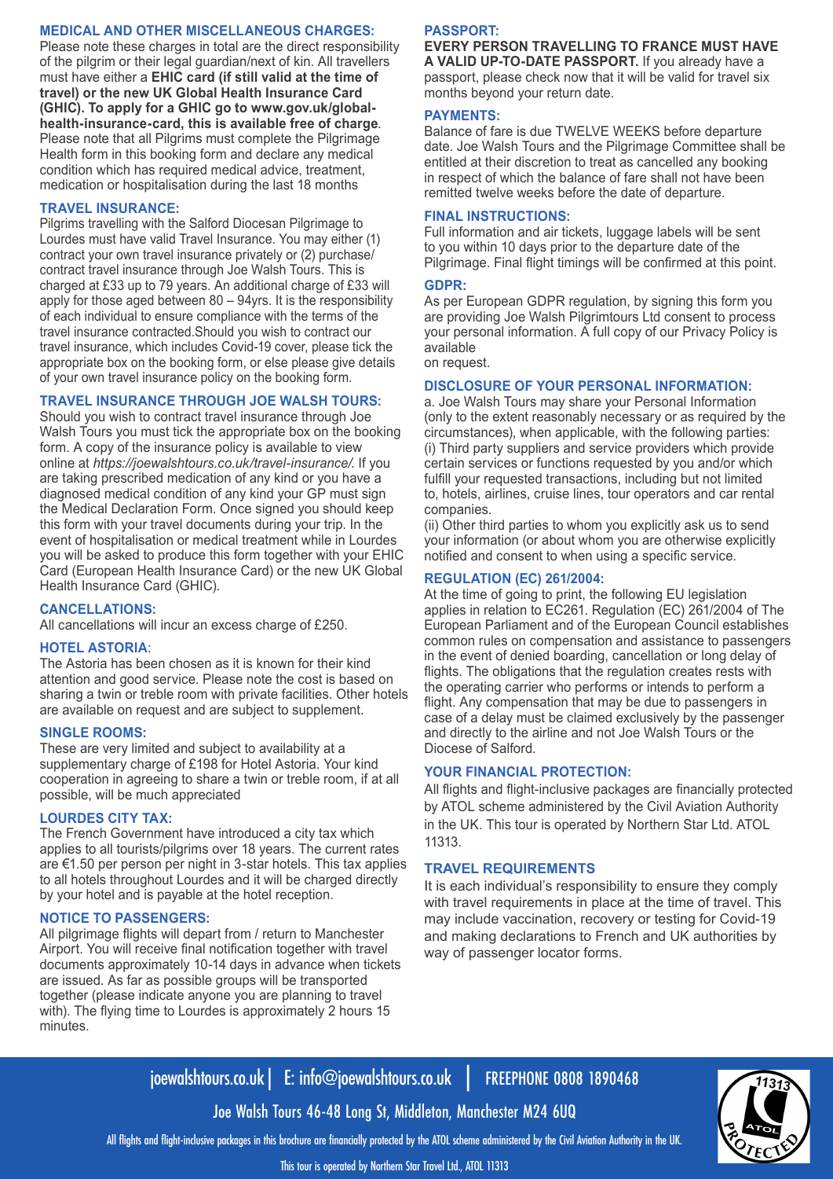## MEDICAL AND OTHER MISCELLANEOUS CHARGES:

Please note these charges in total are the direct responsibility of the pilgrim or their legal guardian/next of kin. All travellers must have either a **EHIC card (if still valid at the time of travel) or the new UK Global Health Insurance Card (GHIC). To apply for a GHIC go to www.gov.uk/global-health-insurance-card, this is available free of charge**. Please note that all Pilgrims must complete the Pilgrimage Health form in this booking form and declare any medical condition which has required medical advice, treatment, medication or hospitalisation during the last 18 months

## TRAVEL INSURANCE:

Pilgrims travelling with the Salford Diocesan Pilgrimage to Lourdes must have valid Travel Insurance. You may either (1) contract your own travel insurance privately or (2) purchase/contract travel insurance through Joe Walsh Tours. This is charged at £33 up to 79 years. An additional charge of £33 will apply for those aged between 80 – 94yrs. It is the responsibility of each individual to ensure compliance with the terms of the travel insurance contracted.Should you wish to contract our travel insurance, which includes Covid-19 cover, please tick the appropriate box on the booking form, or else please give details of your own travel insurance policy on the booking form.

## TRAVEL INSURANCE THROUGH JOE WALSH TOURS:

Should you wish to contract travel insurance through Joe Walsh Tours you must tick the appropriate box on the booking form. A copy of the insurance policy is available to view online at *https://joewalshtours.co.uk/travel-insurance/.* If you are taking prescribed medication of any kind or you have a diagnosed medical condition of any kind your GP must sign the Medical Declaration Form. Once signed you should keep this form with your travel documents during your trip. In the event of hospitalisation or medical treatment while in Lourdes you will be asked to produce this form together with your EHIC Card (European Health Insurance Card) or the new UK Global Health Insurance Card (GHIC).

## CANCELLATIONS:

All cancellations will incur an excess charge of £250.

## HOTEL ASTORIA:

The Astoria has been chosen as it is known for their kind attention and good service. Please note the cost is based on sharing a twin or treble room with private facilities. Other hotels are available on request and are subject to supplement.

## SINGLE ROOMS:

These are very limited and subject to availability at a supplementary charge of £198 for Hotel Astoria. Your kind cooperation in agreeing to share a twin or treble room, if at all possible, will be much appreciated

## LOURDES CITY TAX:

The French Government have introduced a city tax which applies to all tourists/pilgrims over 18 years. The current rates are €1.50 per person per night in 3-star hotels. This tax applies to all hotels throughout Lourdes and it will be charged directly by your hotel and is payable at the hotel reception.

## NOTICE TO PASSENGERS:

All pilgrimage flights will depart from / return to Manchester Airport. You will receive final notification together with travel documents approximately 10-14 days in advance when tickets are issued. As far as possible groups will be transported together (please indicate anyone you are planning to travel with). The flying time to Lourdes is approximately 2 hours 15 minutes.

## PASSPORT:

**EVERY PERSON TRAVELLING TO FRANCE MUST HAVE A VALID UP-TO-DATE PASSPORT.** If you already have a passport, please check now that it will be valid for travel six months beyond your return date.

## PAYMENTS:

Balance of fare is due TWELVE WEEKS before departure date. Joe Walsh Tours and the Pilgrimage Committee shall be entitled at their discretion to treat as cancelled any booking in respect of which the balance of fare shall not have been remitted twelve weeks before the date of departure.

## FINAL INSTRUCTIONS:

Full information and air tickets, luggage labels will be sent to you within 10 days prior to the departure date of the Pilgrimage. Final flight timings will be confirmed at this point.

## GDPR:

As per European GDPR regulation, by signing this form you are providing Joe Walsh Pilgrimtours Ltd consent to process your personal information. A full copy of our Privacy Policy is available
on request.

## DISCLOSURE OF YOUR PERSONAL INFORMATION:

a. Joe Walsh Tours may share your Personal Information (only to the extent reasonably necessary or as required by the circumstances), when applicable, with the following parties:
(i) Third party suppliers and service providers which provide certain services or functions requested by you and/or which fulfill your requested transactions, including but not limited to, hotels, airlines, cruise lines, tour operators and car rental companies.
(ii) Other third parties to whom you explicitly ask us to send your information (or about whom you are otherwise explicitly notified and consent to when using a specific service.

## REGULATION (EC) 261/2004:

At the time of going to print, the following EU legislation applies in relation to EC261. Regulation (EC) 261/2004 of The European Parliament and of the European Council establishes common rules on compensation and assistance to passengers in the event of denied boarding, cancellation or long delay of flights. The obligations that the regulation creates rests with the operating carrier who performs or intends to perform a flight. Any compensation that may be due to passengers in case of a delay must be claimed exclusively by the passenger and directly to the airline and not Joe Walsh Tours or the Diocese of Salford.

## YOUR FINANCIAL PROTECTION:

All flights and flight-inclusive packages are financially protected by ATOL scheme administered by the Civil Aviation Authority in the UK. This tour is operated by Northern Star Ltd. ATOL 11313.

## TRAVEL REQUIREMENTS

It is each individual's responsibility to ensure they comply with travel requirements in place at the time of travel. This may include vaccination, recovery or testing for Covid-19 and making declarations to French and UK authorities by way of passenger locator forms.

joewalshtours.co.uk | E: info@joewalshtours.co.uk | FREEPHONE 0808 1890468

Joe Walsh Tours 46-48 Long St, Middleton, Manchester M24 6UQ

All flights and flight-inclusive packages in this brochure are financially protected by the ATOL scheme administered by the Civil Aviation Authority in the UK.

This tour is operated by Northern Star Travel Ltd., ATOL 11313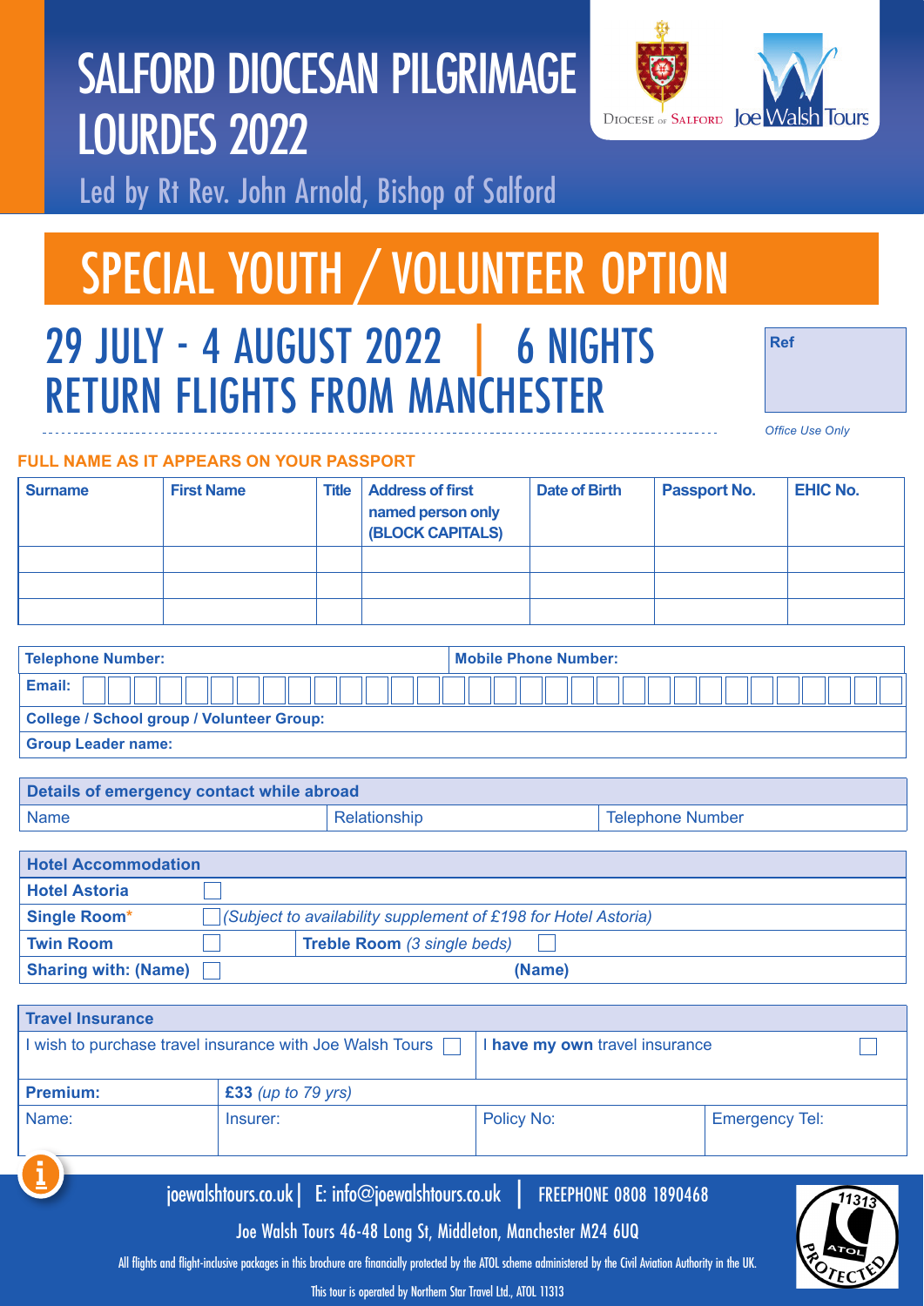# SALFORD DIOCESAN PILGRIMAGE LOURDES 2022

Diocese of Salford | Joe Walsh Tours

Led by Rt Rev. John Arnold, Bishop of Salford

## SPECIAL YOUTH / VOLUNTEER OPTION

## 29 JULY - 4 AUGUST 2022 | 6 NIGHTS RETURN FLIGHTS FROM MANCHESTER

| Ref |
|---|
| |

*Office Use Only*

**FULL NAME AS IT APPEARS ON YOUR PASSPORT**

| Surname | First Name | Title | Address of first named person only (BLOCK CAPITALS) | Date of Birth | Passport No. | EHIC No. |
|---|---|---|---|---|---|---|
| | | | | | | |
| | | | | | | |
| | | | | | | |

| Telephone Number: | Mobile Phone Number: |
|---|---|
| **Email:** | |
| **College / School group / Volunteer Group:** | |
| **Group Leader name:** | |

| Details of emergency contact while abroad | | |
|---|---|---|
| Name | Relationship | Telephone Number |

| Hotel Accommodation | | | |
|---|---|---|---|
| **Hotel Astoria** | ☐ | | |
| **Single Room*** | ☐ *(Subject to availability supplement of £198 for Hotel Astoria)* | | |
| **Twin Room** | ☐ | **Treble Room** *(3 single beds)* | ☐ |
| **Sharing with: (Name)** | ☐ | **(Name)** | |

| Travel Insurance | | | |
|---|---|---|---|
| I wish to purchase travel insurance with Joe Walsh Tours ☐ | | I **have my own** travel insurance ☐ | |
| **Premium:** | **£33** *(up to 79 yrs)* | | |
| Name: | Insurer: | Policy No: | Emergency Tel: |

joewalshtours.co.uk | E: info@joewalshtours.co.uk | FREEPHONE 0808 1890468

Joe Walsh Tours 46-48 Long St, Middleton, Manchester M24 6UQ

All flights and flight-inclusive packages in this brochure are financially protected by the ATOL scheme administered by the Civil Aviation Authority in the UK.

This tour is operated by Northern Star Travel Ltd., ATOL 11313

ATOL PROTECTED 11313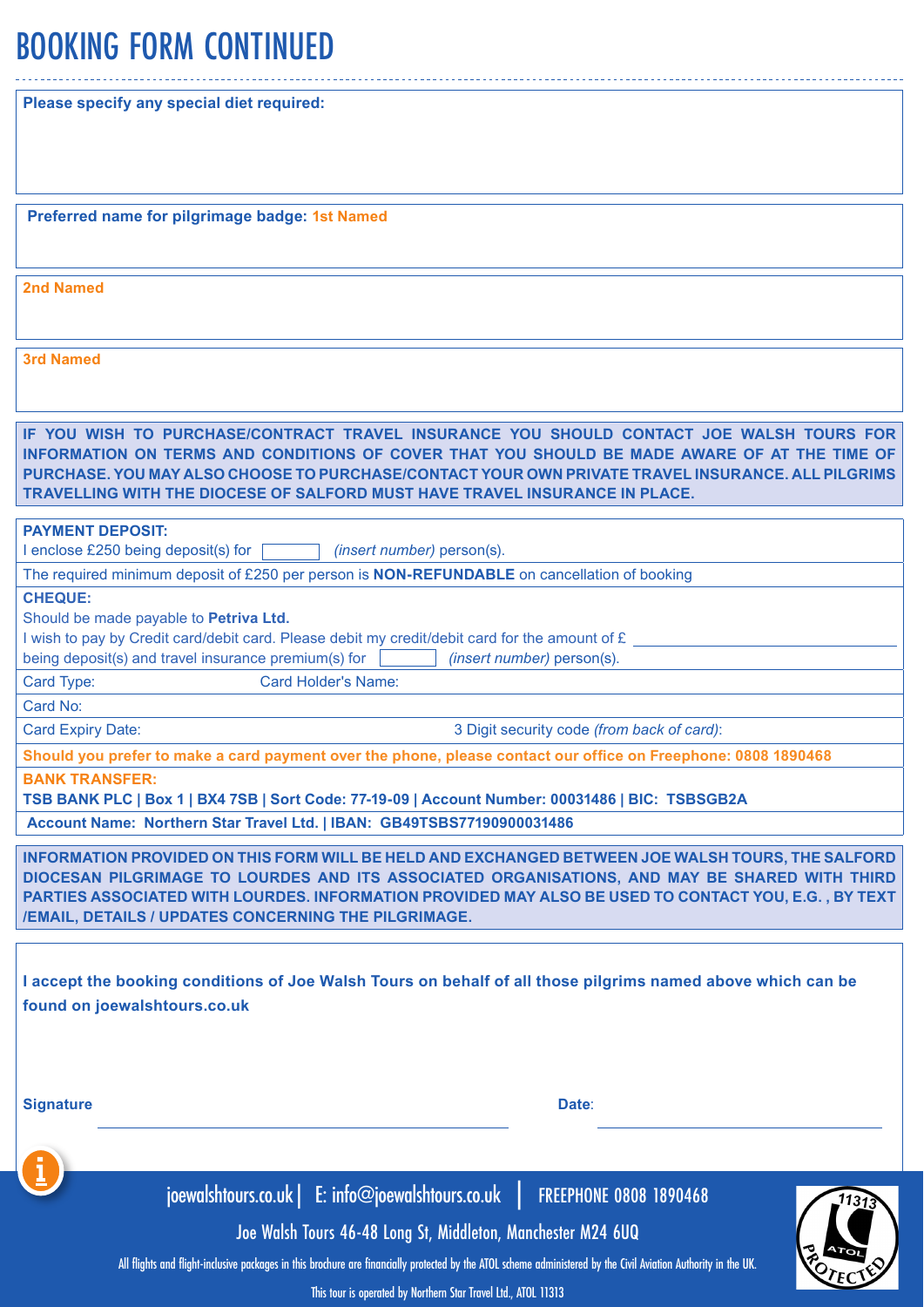# BOOKING FORM CONTINUED

**Please specify any special diet required:**

**Preferred name for pilgrimage badge: 1st Named**

**2nd Named**

**3rd Named**

**IF YOU WISH TO PURCHASE/CONTRACT TRAVEL INSURANCE YOU SHOULD CONTACT JOE WALSH TOURS FOR INFORMATION ON TERMS AND CONDITIONS OF COVER THAT YOU SHOULD BE MADE AWARE OF AT THE TIME OF PURCHASE. YOU MAY ALSO CHOOSE TO PURCHASE/CONTACT YOUR OWN PRIVATE TRAVEL INSURANCE. ALL PILGRIMS TRAVELLING WITH THE DIOCESE OF SALFORD MUST HAVE TRAVEL INSURANCE IN PLACE.**

**PAYMENT DEPOSIT:**

I enclose £250 being deposit(s) for ______ *(insert number)* person(s).

The required minimum deposit of £250 per person is **NON-REFUNDABLE** on cancellation of booking

**CHEQUE:**

Should be made payable to **Petriva Ltd.**

I wish to pay by Credit card/debit card. Please debit my credit/debit card for the amount of £ ______
being deposit(s) and travel insurance premium(s) for ______ *(insert number)* person(s).

Card Type: Card Holder's Name:

Card No:

Card Expiry Date: 3 Digit security code *(from back of card)*:

**Should you prefer to make a card payment over the phone, please contact our office on Freephone: 0808 1890468**

**BANK TRANSFER:**

**TSB BANK PLC | Box 1 | BX4 7SB | Sort Code: 77-19-09 | Account Number: 00031486 | BIC: TSBSGB2A**

**Account Name: Northern Star Travel Ltd. | IBAN: GB49TSBS77190900031486**

**INFORMATION PROVIDED ON THIS FORM WILL BE HELD AND EXCHANGED BETWEEN JOE WALSH TOURS, THE SALFORD DIOCESAN PILGRIMAGE TO LOURDES AND ITS ASSOCIATED ORGANISATIONS, AND MAY BE SHARED WITH THIRD PARTIES ASSOCIATED WITH LOURDES. INFORMATION PROVIDED MAY ALSO BE USED TO CONTACT YOU, E.G. , BY TEXT /EMAIL, DETAILS / UPDATES CONCERNING THE PILGRIMAGE.**

**I accept the booking conditions of Joe Walsh Tours on behalf of all those pilgrims named above which can be found on joewalshtours.co.uk**

**Signature** ______________________ **Date**: ______________________

joewalshtours.co.uk | E: info@joewalshtours.co.uk | FREEPHONE 0808 1890468

Joe Walsh Tours 46-48 Long St, Middleton, Manchester M24 6UQ

All flights and flight-inclusive packages in this brochure are financially protected by the ATOL scheme administered by the Civil Aviation Authority in the UK.

This tour is operated by Northern Star Travel Ltd., ATOL 11313

11313 ATOL PROTECTED